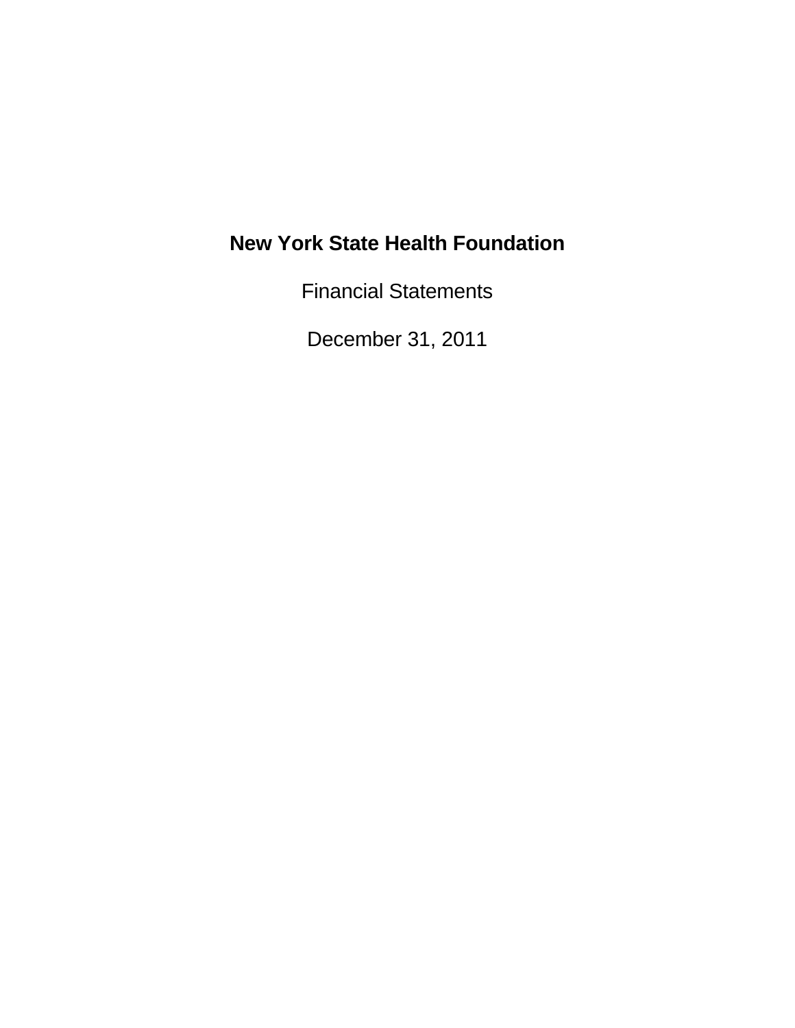# New York State Health Foundation

Financial Statements

December 31, 2011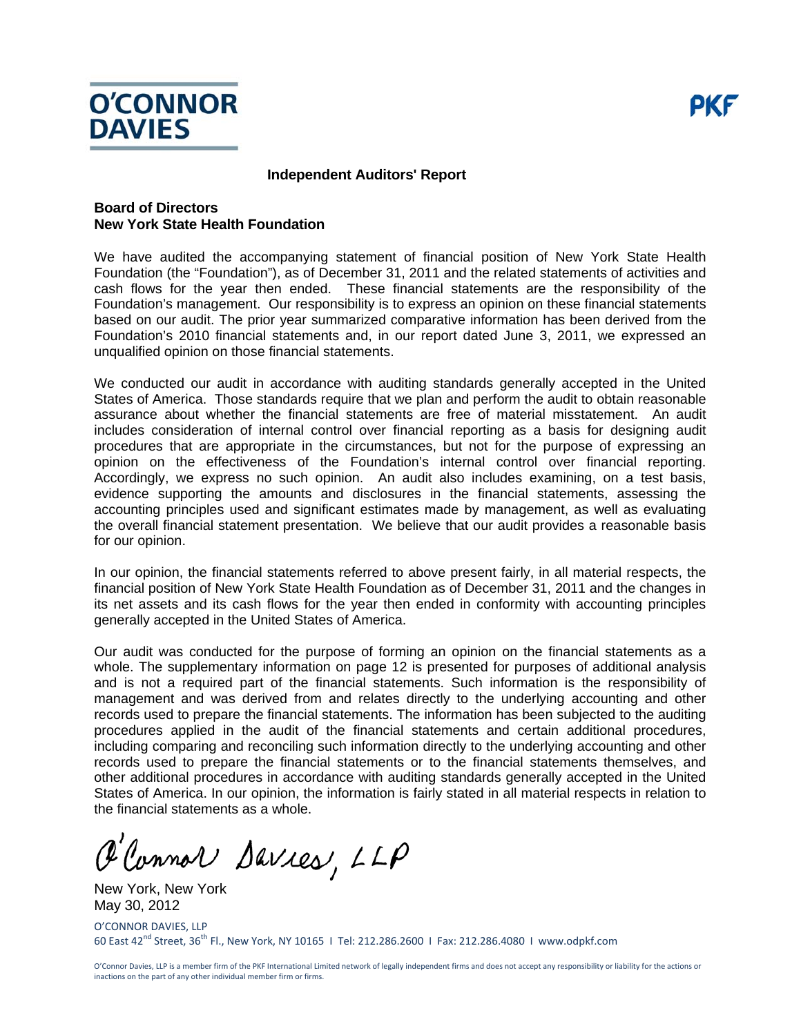O'CONNOR DAVIES

PKF

## Independent Auditors' Report

**Board of Directors**
**New York State Health Foundation**

We have audited the accompanying statement of financial position of New York State Health Foundation (the "Foundation"), as of December 31, 2011 and the related statements of activities and cash flows for the year then ended. These financial statements are the responsibility of the Foundation's management. Our responsibility is to express an opinion on these financial statements based on our audit. The prior year summarized comparative information has been derived from the Foundation's 2010 financial statements and, in our report dated June 3, 2011, we expressed an unqualified opinion on those financial statements.

We conducted our audit in accordance with auditing standards generally accepted in the United States of America. Those standards require that we plan and perform the audit to obtain reasonable assurance about whether the financial statements are free of material misstatement. An audit includes consideration of internal control over financial reporting as a basis for designing audit procedures that are appropriate in the circumstances, but not for the purpose of expressing an opinion on the effectiveness of the Foundation's internal control over financial reporting. Accordingly, we express no such opinion. An audit also includes examining, on a test basis, evidence supporting the amounts and disclosures in the financial statements, assessing the accounting principles used and significant estimates made by management, as well as evaluating the overall financial statement presentation. We believe that our audit provides a reasonable basis for our opinion.

In our opinion, the financial statements referred to above present fairly, in all material respects, the financial position of New York State Health Foundation as of December 31, 2011 and the changes in its net assets and its cash flows for the year then ended in conformity with accounting principles generally accepted in the United States of America.

Our audit was conducted for the purpose of forming an opinion on the financial statements as a whole. The supplementary information on page 12 is presented for purposes of additional analysis and is not a required part of the financial statements. Such information is the responsibility of management and was derived from and relates directly to the underlying accounting and other records used to prepare the financial statements. The information has been subjected to the auditing procedures applied in the audit of the financial statements and certain additional procedures, including comparing and reconciling such information directly to the underlying accounting and other records used to prepare the financial statements or to the financial statements themselves, and other additional procedures in accordance with auditing standards generally accepted in the United States of America. In our opinion, the information is fairly stated in all material respects in relation to the financial statements as a whole.

O'Connor Davies, LLP

New York, New York
May 30, 2012

O'CONNOR DAVIES, LLP
60 East 42nd Street, 36th Fl., New York, NY 10165 I Tel: 212.286.2600 I Fax: 212.286.4080 I www.odpkf.com

O'Connor Davies, LLP is a member firm of the PKF International Limited network of legally independent firms and does not accept any responsibility or liability for the actions or inactions on the part of any other individual member firm or firms.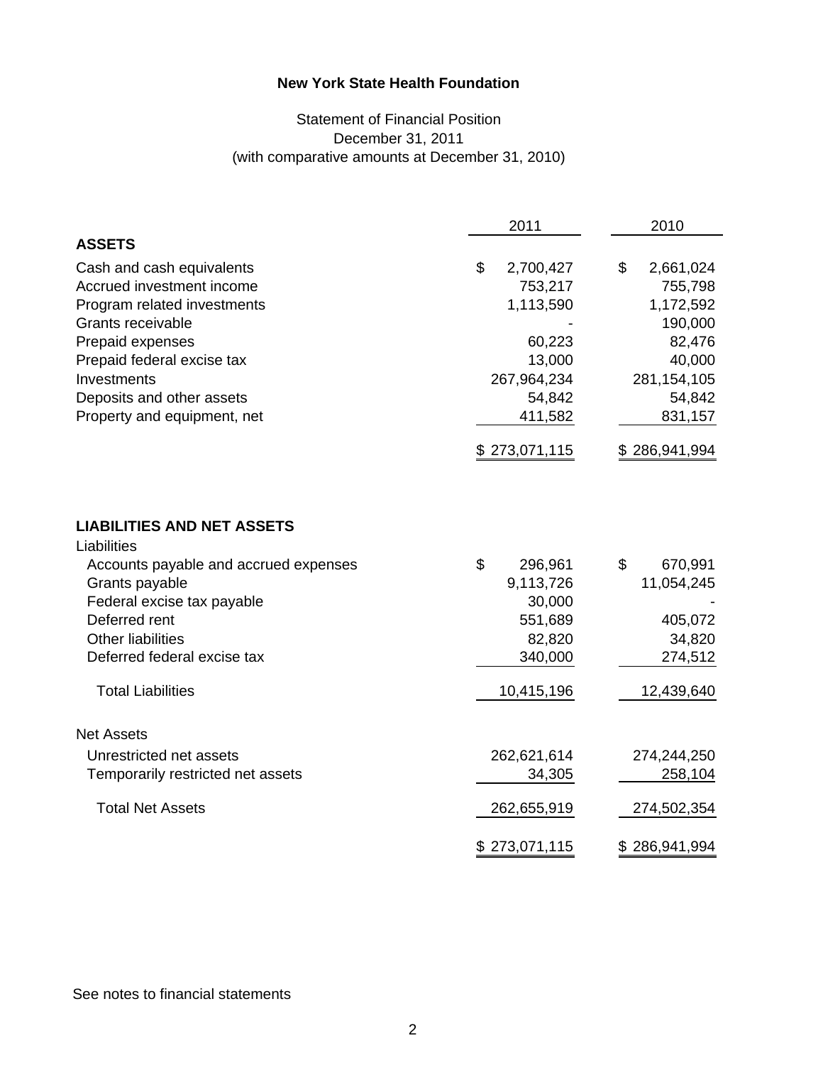# New York State Health Foundation

Statement of Financial Position
December 31, 2011
(with comparative amounts at December 31, 2010)

| | 2011 | 2010 |
|---|---|---|
| **ASSETS** | | |
| Cash and cash equivalents | $ 2,700,427 | $ 2,661,024 |
| Accrued investment income | 753,217 | 755,798 |
| Program related investments | 1,113,590 | 1,172,592 |
| Grants receivable | - | 190,000 |
| Prepaid expenses | 60,223 | 82,476 |
| Prepaid federal excise tax | 13,000 | 40,000 |
| Investments | 267,964,234 | 281,154,105 |
| Deposits and other assets | 54,842 | 54,842 |
| Property and equipment, net | 411,582 | 831,157 |
| | $ 273,071,115 | $ 286,941,994 |

| | 2011 | 2010 |
|---|---|---|
| **LIABILITIES AND NET ASSETS** | | |
| Liabilities | | |
| Accounts payable and accrued expenses | $ 296,961 | $ 670,991 |
| Grants payable | 9,113,726 | 11,054,245 |
| Federal excise tax payable | 30,000 | - |
| Deferred rent | 551,689 | 405,072 |
| Other liabilities | 82,820 | 34,820 |
| Deferred federal excise tax | 340,000 | 274,512 |
| Total Liabilities | 10,415,196 | 12,439,640 |
| Net Assets | | |
| Unrestricted net assets | 262,621,614 | 274,244,250 |
| Temporarily restricted net assets | 34,305 | 258,104 |
| Total Net Assets | 262,655,919 | 274,502,354 |
| | $ 273,071,115 | $ 286,941,994 |

See notes to financial statements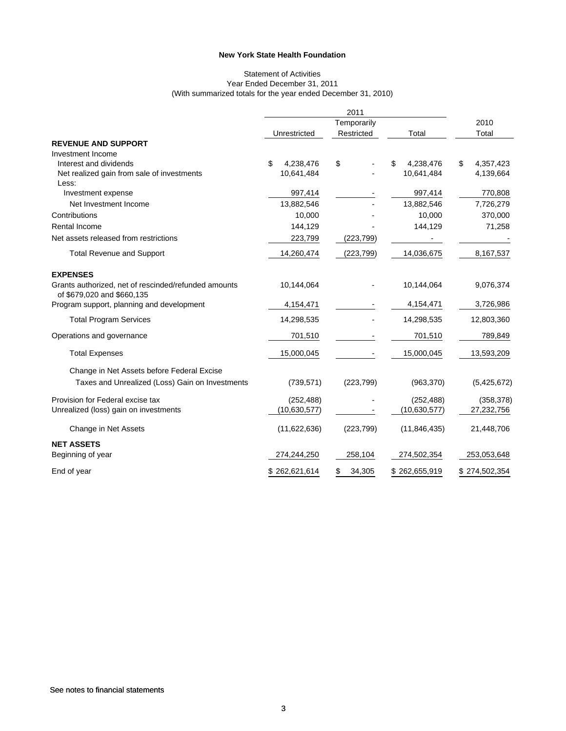**New York State Health Foundation**

Statement of Activities
Year Ended December 31, 2011
(With summarized totals for the year ended December 31, 2010)

| | 2011 | | | 2010 |
|---|---|---|---|---|
| | Unrestricted | Temporarily Restricted | Total | Total |
| **REVENUE AND SUPPORT** | | | | |
| Investment Income | | | | |
| Interest and dividends | $ 4,238,476 | $ - | $ 4,238,476 | $ 4,357,423 |
| Net realized gain from sale of investments | 10,641,484 | - | 10,641,484 | 4,139,664 |
| Less: | | | | |
| Investment expense | 997,414 | - | 997,414 | 770,808 |
| Net Investment Income | 13,882,546 | - | 13,882,546 | 7,726,279 |
| Contributions | 10,000 | - | 10,000 | 370,000 |
| Rental Income | 144,129 | - | 144,129 | 71,258 |
| Net assets released from restrictions | 223,799 | (223,799) | - | - |
| Total Revenue and Support | 14,260,474 | (223,799) | 14,036,675 | 8,167,537 |
| **EXPENSES** | | | | |
| Grants authorized, net of rescinded/refunded amounts of $679,020 and $660,135 | 10,144,064 | - | 10,144,064 | 9,076,374 |
| Program support, planning and development | 4,154,471 | - | 4,154,471 | 3,726,986 |
| Total Program Services | 14,298,535 | - | 14,298,535 | 12,803,360 |
| Operations and governance | 701,510 | - | 701,510 | 789,849 |
| Total Expenses | 15,000,045 | - | 15,000,045 | 13,593,209 |
| Change in Net Assets before Federal Excise Taxes and Unrealized (Loss) Gain on Investments | (739,571) | (223,799) | (963,370) | (5,425,672) |
| Provision for Federal excise tax | (252,488) | - | (252,488) | (358,378) |
| Unrealized (loss) gain on investments | (10,630,577) | - | (10,630,577) | 27,232,756 |
| Change in Net Assets | (11,622,636) | (223,799) | (11,846,435) | 21,448,706 |
| **NET ASSETS** | | | | |
| Beginning of year | 274,244,250 | 258,104 | 274,502,354 | 253,053,648 |
| End of year | $ 262,621,614 | $ 34,305 | $ 262,655,919 | $ 274,502,354 |

See notes to financial statements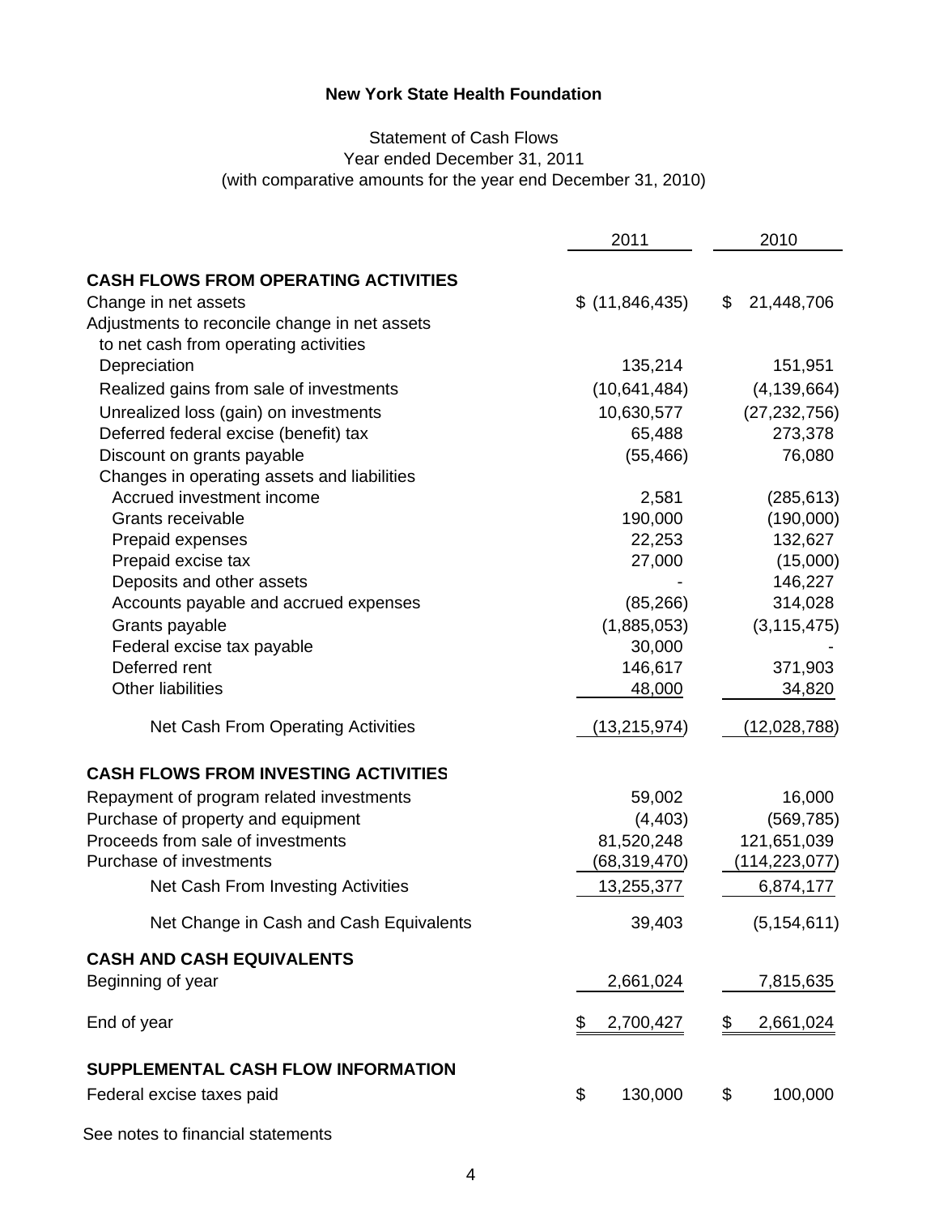**New York State Health Foundation**

Statement of Cash Flows
Year ended December 31, 2011
(with comparative amounts for the year end December 31, 2010)

| | 2011 | 2010 |
|---|---|---|
| **CASH FLOWS FROM OPERATING ACTIVITIES** | | |
| Change in net assets | $ (11,846,435) | $ 21,448,706 |
| Adjustments to reconcile change in net assets to net cash from operating activities | | |
| Depreciation | 135,214 | 151,951 |
| Realized gains from sale of investments | (10,641,484) | (4,139,664) |
| Unrealized loss (gain) on investments | 10,630,577 | (27,232,756) |
| Deferred federal excise (benefit) tax | 65,488 | 273,378 |
| Discount on grants payable | (55,466) | 76,080 |
| Changes in operating assets and liabilities | | |
| Accrued investment income | 2,581 | (285,613) |
| Grants receivable | 190,000 | (190,000) |
| Prepaid expenses | 22,253 | 132,627 |
| Prepaid excise tax | 27,000 | (15,000) |
| Deposits and other assets | - | 146,227 |
| Accounts payable and accrued expenses | (85,266) | 314,028 |
| Grants payable | (1,885,053) | (3,115,475) |
| Federal excise tax payable | 30,000 | - |
| Deferred rent | 146,617 | 371,903 |
| Other liabilities | 48,000 | 34,820 |
| Net Cash From Operating Activities | (13,215,974) | (12,028,788) |
| **CASH FLOWS FROM INVESTING ACTIVITIES** | | |
| Repayment of program related investments | 59,002 | 16,000 |
| Purchase of property and equipment | (4,403) | (569,785) |
| Proceeds from sale of investments | 81,520,248 | 121,651,039 |
| Purchase of investments | (68,319,470) | (114,223,077) |
| Net Cash From Investing Activities | 13,255,377 | 6,874,177 |
| Net Change in Cash and Cash Equivalents | 39,403 | (5,154,611) |
| **CASH AND CASH EQUIVALENTS** | | |
| Beginning of year | 2,661,024 | 7,815,635 |
| End of year | $ 2,700,427 | $ 2,661,024 |
| **SUPPLEMENTAL CASH FLOW INFORMATION** | | |
| Federal excise taxes paid | $ 130,000 | $ 100,000 |

See notes to financial statements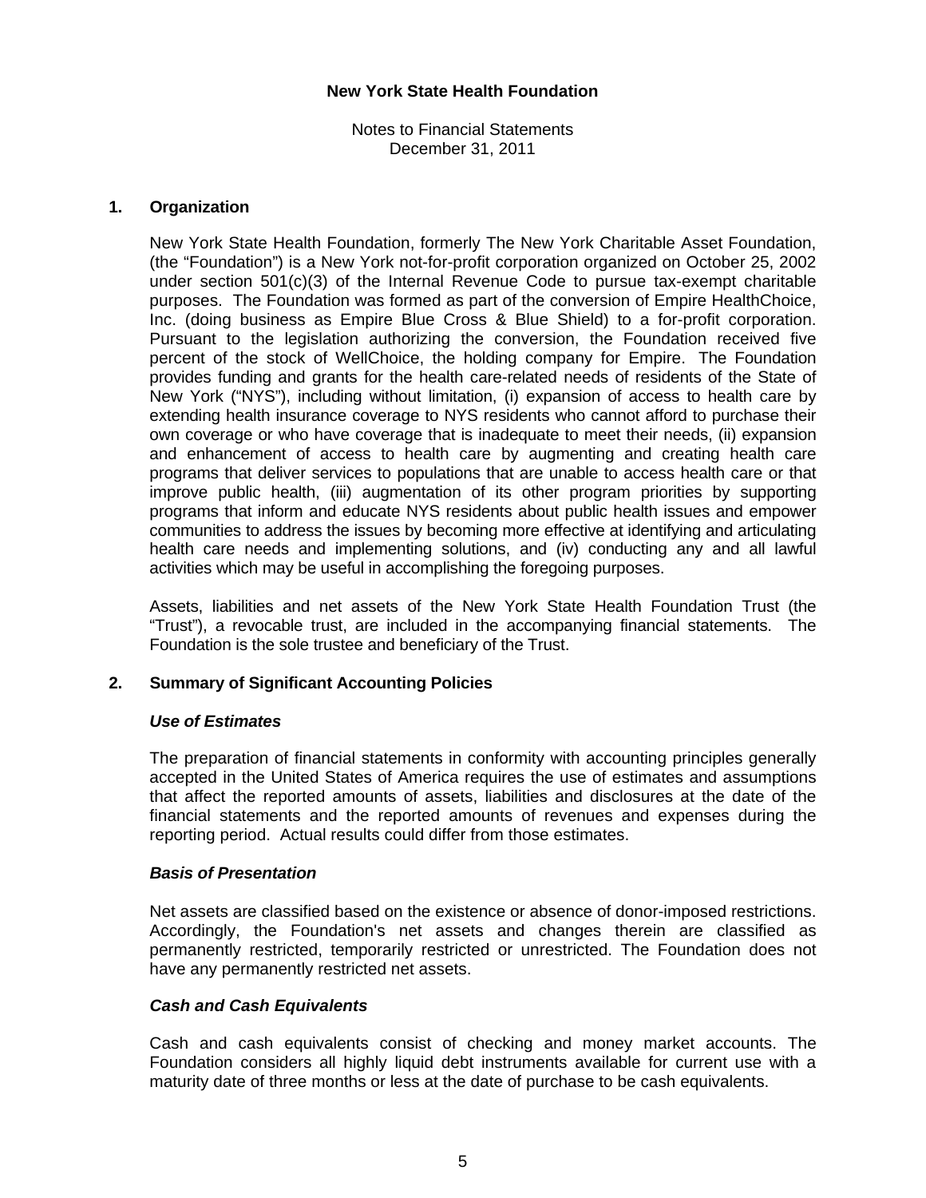**New York State Health Foundation**

Notes to Financial Statements
December 31, 2011

## 1. Organization

New York State Health Foundation, formerly The New York Charitable Asset Foundation, (the "Foundation") is a New York not-for-profit corporation organized on October 25, 2002 under section 501(c)(3) of the Internal Revenue Code to pursue tax-exempt charitable purposes. The Foundation was formed as part of the conversion of Empire HealthChoice, Inc. (doing business as Empire Blue Cross & Blue Shield) to a for-profit corporation. Pursuant to the legislation authorizing the conversion, the Foundation received five percent of the stock of WellChoice, the holding company for Empire. The Foundation provides funding and grants for the health care-related needs of residents of the State of New York ("NYS"), including without limitation, (i) expansion of access to health care by extending health insurance coverage to NYS residents who cannot afford to purchase their own coverage or who have coverage that is inadequate to meet their needs, (ii) expansion and enhancement of access to health care by augmenting and creating health care programs that deliver services to populations that are unable to access health care or that improve public health, (iii) augmentation of its other program priorities by supporting programs that inform and educate NYS residents about public health issues and empower communities to address the issues by becoming more effective at identifying and articulating health care needs and implementing solutions, and (iv) conducting any and all lawful activities which may be useful in accomplishing the foregoing purposes.

Assets, liabilities and net assets of the New York State Health Foundation Trust (the "Trust"), a revocable trust, are included in the accompanying financial statements. The Foundation is the sole trustee and beneficiary of the Trust.

## 2. Summary of Significant Accounting Policies

### *Use of Estimates*

The preparation of financial statements in conformity with accounting principles generally accepted in the United States of America requires the use of estimates and assumptions that affect the reported amounts of assets, liabilities and disclosures at the date of the financial statements and the reported amounts of revenues and expenses during the reporting period. Actual results could differ from those estimates.

### *Basis of Presentation*

Net assets are classified based on the existence or absence of donor-imposed restrictions. Accordingly, the Foundation's net assets and changes therein are classified as permanently restricted, temporarily restricted or unrestricted. The Foundation does not have any permanently restricted net assets.

### *Cash and Cash Equivalents*

Cash and cash equivalents consist of checking and money market accounts. The Foundation considers all highly liquid debt instruments available for current use with a maturity date of three months or less at the date of purchase to be cash equivalents.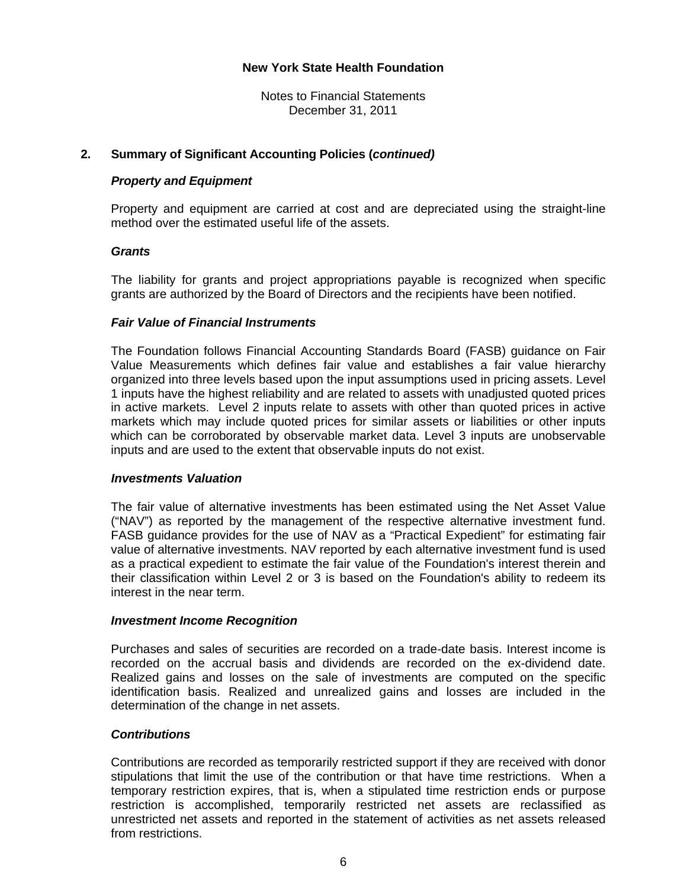# New York State Health Foundation

Notes to Financial Statements
December 31, 2011

## 2. Summary of Significant Accounting Policies (*continued)*

### *Property and Equipment*

Property and equipment are carried at cost and are depreciated using the straight-line method over the estimated useful life of the assets.

### *Grants*

The liability for grants and project appropriations payable is recognized when specific grants are authorized by the Board of Directors and the recipients have been notified.

### *Fair Value of Financial Instruments*

The Foundation follows Financial Accounting Standards Board (FASB) guidance on Fair Value Measurements which defines fair value and establishes a fair value hierarchy organized into three levels based upon the input assumptions used in pricing assets. Level 1 inputs have the highest reliability and are related to assets with unadjusted quoted prices in active markets. Level 2 inputs relate to assets with other than quoted prices in active markets which may include quoted prices for similar assets or liabilities or other inputs which can be corroborated by observable market data. Level 3 inputs are unobservable inputs and are used to the extent that observable inputs do not exist.

### *Investments Valuation*

The fair value of alternative investments has been estimated using the Net Asset Value ("NAV") as reported by the management of the respective alternative investment fund. FASB guidance provides for the use of NAV as a "Practical Expedient" for estimating fair value of alternative investments. NAV reported by each alternative investment fund is used as a practical expedient to estimate the fair value of the Foundation's interest therein and their classification within Level 2 or 3 is based on the Foundation's ability to redeem its interest in the near term.

### *Investment Income Recognition*

Purchases and sales of securities are recorded on a trade-date basis. Interest income is recorded on the accrual basis and dividends are recorded on the ex-dividend date. Realized gains and losses on the sale of investments are computed on the specific identification basis. Realized and unrealized gains and losses are included in the determination of the change in net assets.

### *Contributions*

Contributions are recorded as temporarily restricted support if they are received with donor stipulations that limit the use of the contribution or that have time restrictions. When a temporary restriction expires, that is, when a stipulated time restriction ends or purpose restriction is accomplished, temporarily restricted net assets are reclassified as unrestricted net assets and reported in the statement of activities as net assets released from restrictions.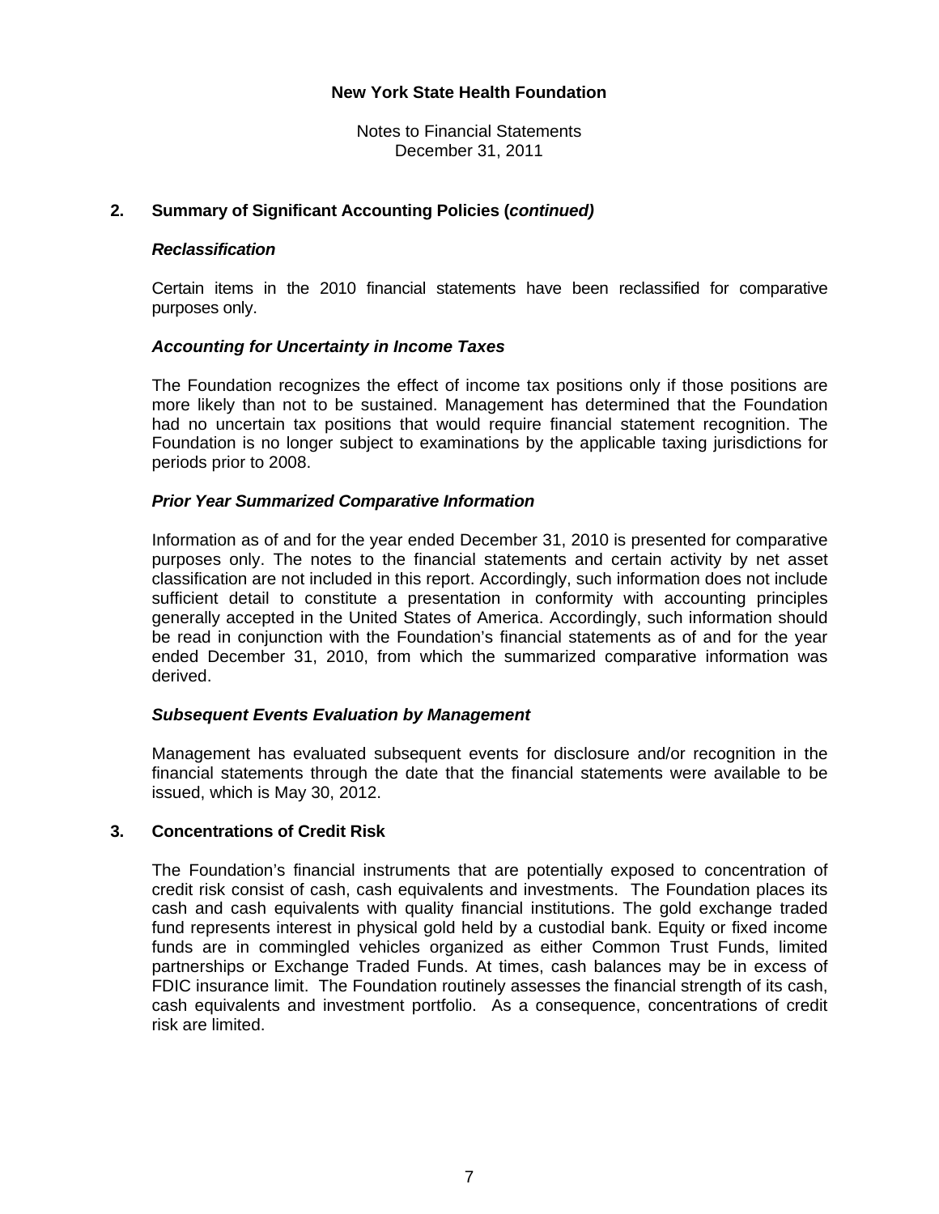**New York State Health Foundation**

Notes to Financial Statements
December 31, 2011

## 2. Summary of Significant Accounting Policies (*continued*)

### *Reclassification*

Certain items in the 2010 financial statements have been reclassified for comparative purposes only.

### *Accounting for Uncertainty in Income Taxes*

The Foundation recognizes the effect of income tax positions only if those positions are more likely than not to be sustained. Management has determined that the Foundation had no uncertain tax positions that would require financial statement recognition. The Foundation is no longer subject to examinations by the applicable taxing jurisdictions for periods prior to 2008.

### *Prior Year Summarized Comparative Information*

Information as of and for the year ended December 31, 2010 is presented for comparative purposes only. The notes to the financial statements and certain activity by net asset classification are not included in this report. Accordingly, such information does not include sufficient detail to constitute a presentation in conformity with accounting principles generally accepted in the United States of America. Accordingly, such information should be read in conjunction with the Foundation's financial statements as of and for the year ended December 31, 2010, from which the summarized comparative information was derived.

### *Subsequent Events Evaluation by Management*

Management has evaluated subsequent events for disclosure and/or recognition in the financial statements through the date that the financial statements were available to be issued, which is May 30, 2012.

## 3. Concentrations of Credit Risk

The Foundation's financial instruments that are potentially exposed to concentration of credit risk consist of cash, cash equivalents and investments. The Foundation places its cash and cash equivalents with quality financial institutions. The gold exchange traded fund represents interest in physical gold held by a custodial bank. Equity or fixed income funds are in commingled vehicles organized as either Common Trust Funds, limited partnerships or Exchange Traded Funds. At times, cash balances may be in excess of FDIC insurance limit. The Foundation routinely assesses the financial strength of its cash, cash equivalents and investment portfolio. As a consequence, concentrations of credit risk are limited.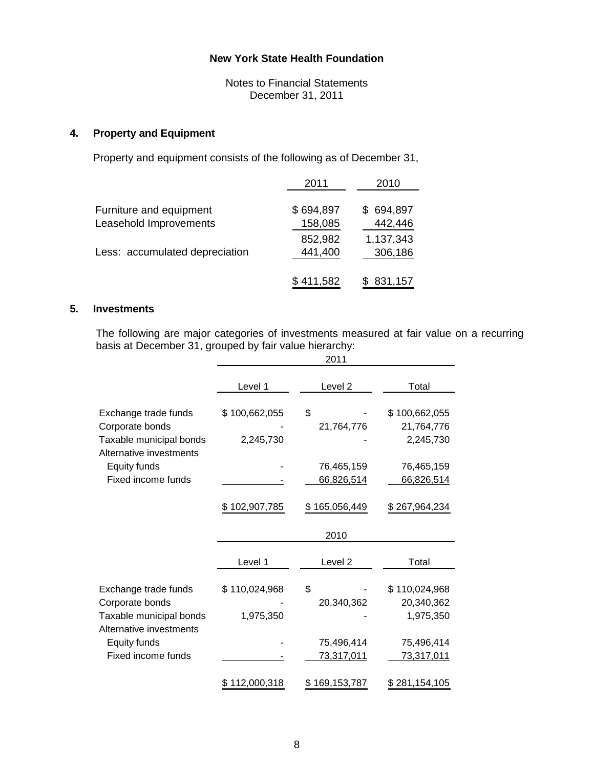**New York State Health Foundation**

Notes to Financial Statements
December 31, 2011

## 4. Property and Equipment

Property and equipment consists of the following as of December 31,

| | 2011 | 2010 |
|---|---|---|
| Furniture and equipment | $ 694,897 | $ 694,897 |
| Leasehold Improvements | 158,085 | 442,446 |
| | 852,982 | 1,137,343 |
| Less: accumulated depreciation | 441,400 | 306,186 |
| | $ 411,582 | $ 831,157 |

## 5. Investments

The following are major categories of investments measured at fair value on a recurring basis at December 31, grouped by fair value hierarchy:

| | 2011 | | |
|---|---|---|---|
| | Level 1 | Level 2 | Total |
| Exchange trade funds | $ 100,662,055 | $ - | $ 100,662,055 |
| Corporate bonds | - | 21,764,776 | 21,764,776 |
| Taxable municipal bonds | 2,245,730 | - | 2,245,730 |
| Alternative investments | | | |
| Equity funds | - | 76,465,159 | 76,465,159 |
| Fixed income funds | - | 66,826,514 | 66,826,514 |
| | $ 102,907,785 | $ 165,056,449 | $ 267,964,234 |

| | 2010 | | |
|---|---|---|---|
| | Level 1 | Level 2 | Total |
| Exchange trade funds | $ 110,024,968 | $ - | $ 110,024,968 |
| Corporate bonds | - | 20,340,362 | 20,340,362 |
| Taxable municipal bonds | 1,975,350 | - | 1,975,350 |
| Alternative investments | | | |
| Equity funds | - | 75,496,414 | 75,496,414 |
| Fixed income funds | - | 73,317,011 | 73,317,011 |
| | $ 112,000,318 | $ 169,153,787 | $ 281,154,105 |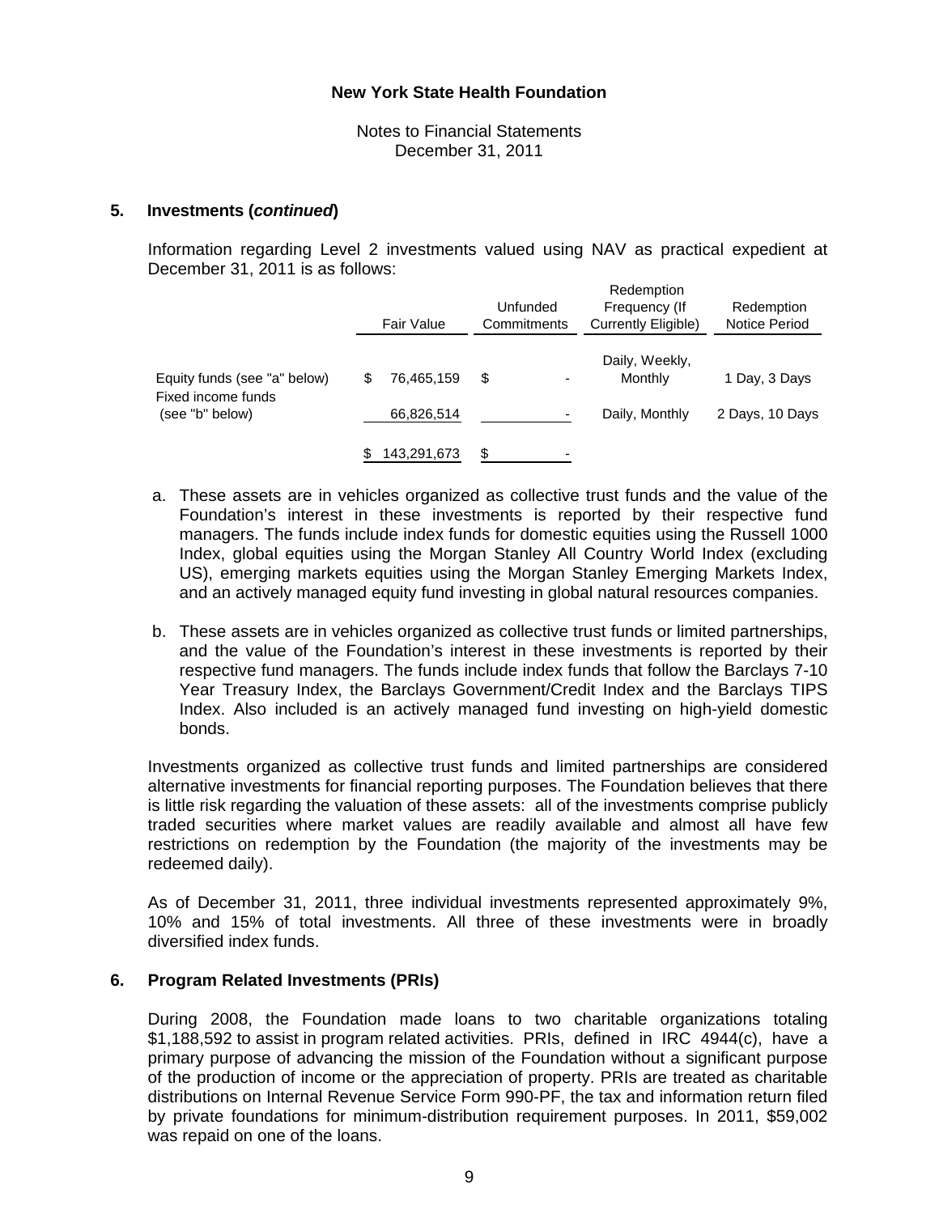**New York State Health Foundation**

Notes to Financial Statements
December 31, 2011

## 5. Investments (*continued*)

Information regarding Level 2 investments valued using NAV as practical expedient at December 31, 2011 is as follows:

| | Fair Value | Unfunded Commitments | Redemption Frequency (If Currently Eligible) | Redemption Notice Period |
|---|---|---|---|---|
| Equity funds (see "a" below) | $ 76,465,159 | $ - | Daily, Weekly, Monthly | 1 Day, 3 Days |
| Fixed income funds (see "b" below) | 66,826,514 | - | Daily, Monthly | 2 Days, 10 Days |
| | $ 143,291,673 | $ - | | |

a. These assets are in vehicles organized as collective trust funds and the value of the Foundation's interest in these investments is reported by their respective fund managers. The funds include index funds for domestic equities using the Russell 1000 Index, global equities using the Morgan Stanley All Country World Index (excluding US), emerging markets equities using the Morgan Stanley Emerging Markets Index, and an actively managed equity fund investing in global natural resources companies.

b. These assets are in vehicles organized as collective trust funds or limited partnerships, and the value of the Foundation's interest in these investments is reported by their respective fund managers. The funds include index funds that follow the Barclays 7-10 Year Treasury Index, the Barclays Government/Credit Index and the Barclays TIPS Index. Also included is an actively managed fund investing on high-yield domestic bonds.

Investments organized as collective trust funds and limited partnerships are considered alternative investments for financial reporting purposes. The Foundation believes that there is little risk regarding the valuation of these assets: all of the investments comprise publicly traded securities where market values are readily available and almost all have few restrictions on redemption by the Foundation (the majority of the investments may be redeemed daily).

As of December 31, 2011, three individual investments represented approximately 9%, 10% and 15% of total investments. All three of these investments were in broadly diversified index funds.

## 6. Program Related Investments (PRIs)

During 2008, the Foundation made loans to two charitable organizations totaling $1,188,592 to assist in program related activities. PRIs, defined in IRC 4944(c), have a primary purpose of advancing the mission of the Foundation without a significant purpose of the production of income or the appreciation of property. PRIs are treated as charitable distributions on Internal Revenue Service Form 990-PF, the tax and information return filed by private foundations for minimum-distribution requirement purposes. In 2011, $59,002 was repaid on one of the loans.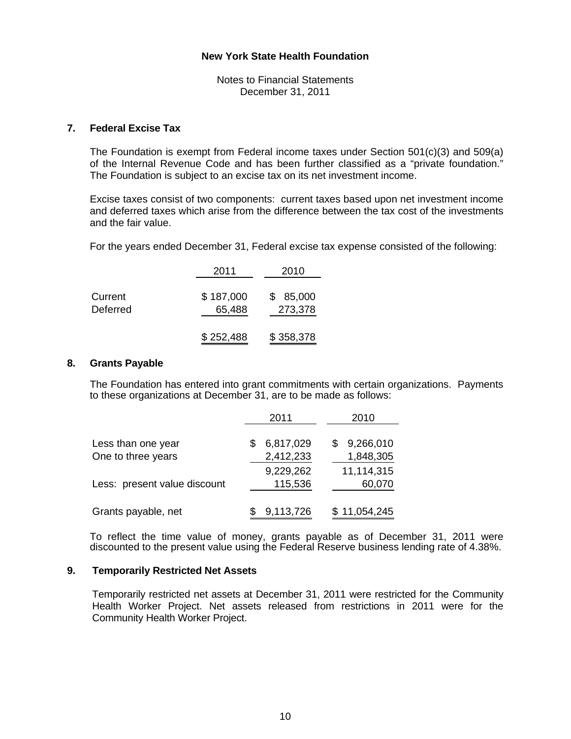**New York State Health Foundation**

Notes to Financial Statements
December 31, 2011

## 7. Federal Excise Tax

The Foundation is exempt from Federal income taxes under Section 501(c)(3) and 509(a) of the Internal Revenue Code and has been further classified as a "private foundation." The Foundation is subject to an excise tax on its net investment income.

Excise taxes consist of two components: current taxes based upon net investment income and deferred taxes which arise from the difference between the tax cost of the investments and the fair value.

For the years ended December 31, Federal excise tax expense consisted of the following:

| | 2011 | 2010 |
|---|---|---|
| Current | $ 187,000 | $ 85,000 |
| Deferred | 65,488 | 273,378 |
| | $ 252,488 | $ 358,378 |

## 8. Grants Payable

The Foundation has entered into grant commitments with certain organizations. Payments to these organizations at December 31, are to be made as follows:

| | 2011 | 2010 |
|---|---|---|
| Less than one year | $ 6,817,029 | $ 9,266,010 |
| One to three years | 2,412,233 | 1,848,305 |
| | 9,229,262 | 11,114,315 |
| Less: present value discount | 115,536 | 60,070 |
| Grants payable, net | $ 9,113,726 | $ 11,054,245 |

To reflect the time value of money, grants payable as of December 31, 2011 were discounted to the present value using the Federal Reserve business lending rate of 4.38%.

## 9. Temporarily Restricted Net Assets

Temporarily restricted net assets at December 31, 2011 were restricted for the Community Health Worker Project. Net assets released from restrictions in 2011 were for the Community Health Worker Project.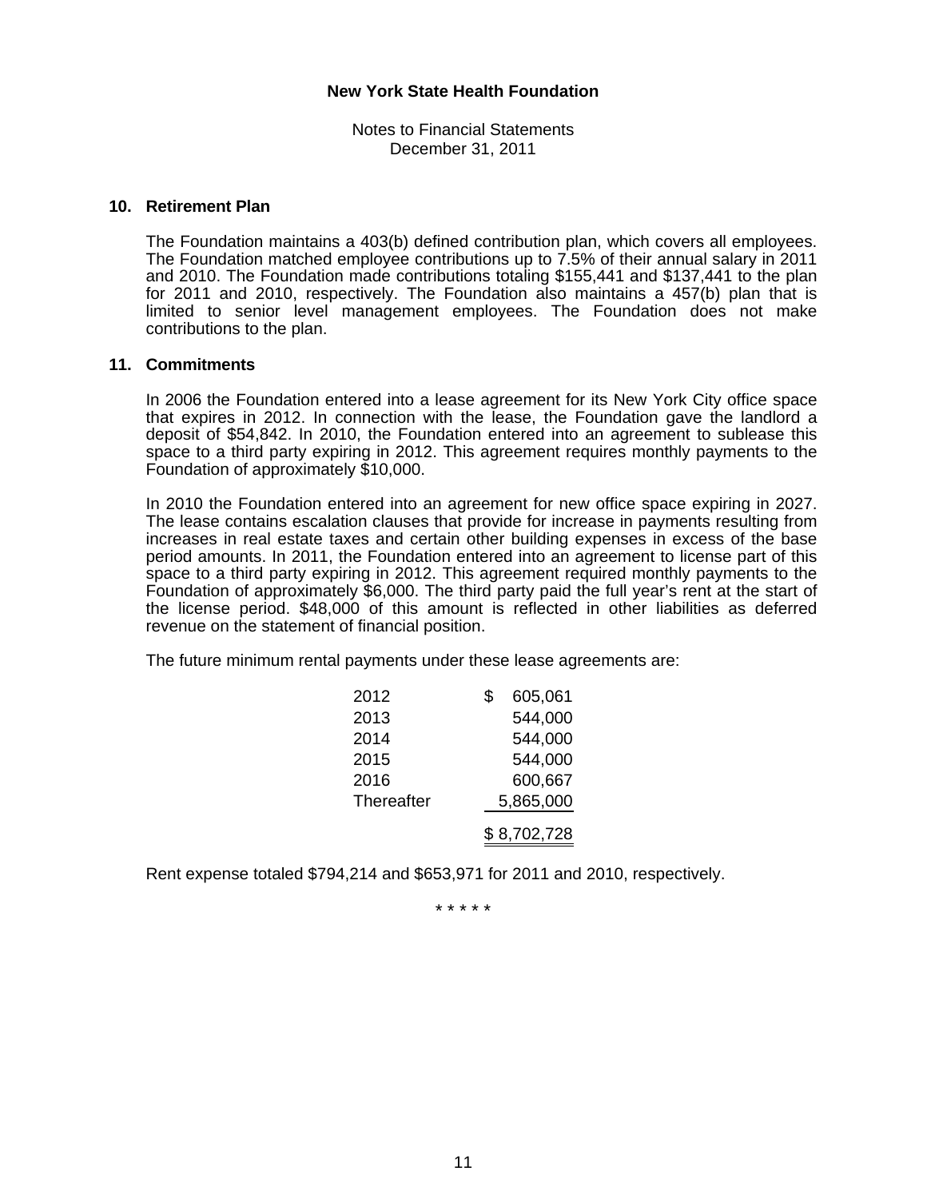**New York State Health Foundation**

Notes to Financial Statements
December 31, 2011

## 10. Retirement Plan

The Foundation maintains a 403(b) defined contribution plan, which covers all employees. The Foundation matched employee contributions up to 7.5% of their annual salary in 2011 and 2010. The Foundation made contributions totaling $155,441 and $137,441 to the plan for 2011 and 2010, respectively. The Foundation also maintains a 457(b) plan that is limited to senior level management employees. The Foundation does not make contributions to the plan.

## 11. Commitments

In 2006 the Foundation entered into a lease agreement for its New York City office space that expires in 2012. In connection with the lease, the Foundation gave the landlord a deposit of $54,842. In 2010, the Foundation entered into an agreement to sublease this space to a third party expiring in 2012. This agreement requires monthly payments to the Foundation of approximately $10,000.

In 2010 the Foundation entered into an agreement for new office space expiring in 2027. The lease contains escalation clauses that provide for increase in payments resulting from increases in real estate taxes and certain other building expenses in excess of the base period amounts. In 2011, the Foundation entered into an agreement to license part of this space to a third party expiring in 2012. This agreement required monthly payments to the Foundation of approximately $6,000. The third party paid the full year's rent at the start of the license period. $48,000 of this amount is reflected in other liabilities as deferred revenue on the statement of financial position.

The future minimum rental payments under these lease agreements are:

| | |
|---|---|
| 2012 | $ 605,061 |
| 2013 | 544,000 |
| 2014 | 544,000 |
| 2015 | 544,000 |
| 2016 | 600,667 |
| Thereafter | 5,865,000 |
| | $ 8,702,728 |

Rent expense totaled $794,214 and $653,971 for 2011 and 2010, respectively.

\* \* \* \* \*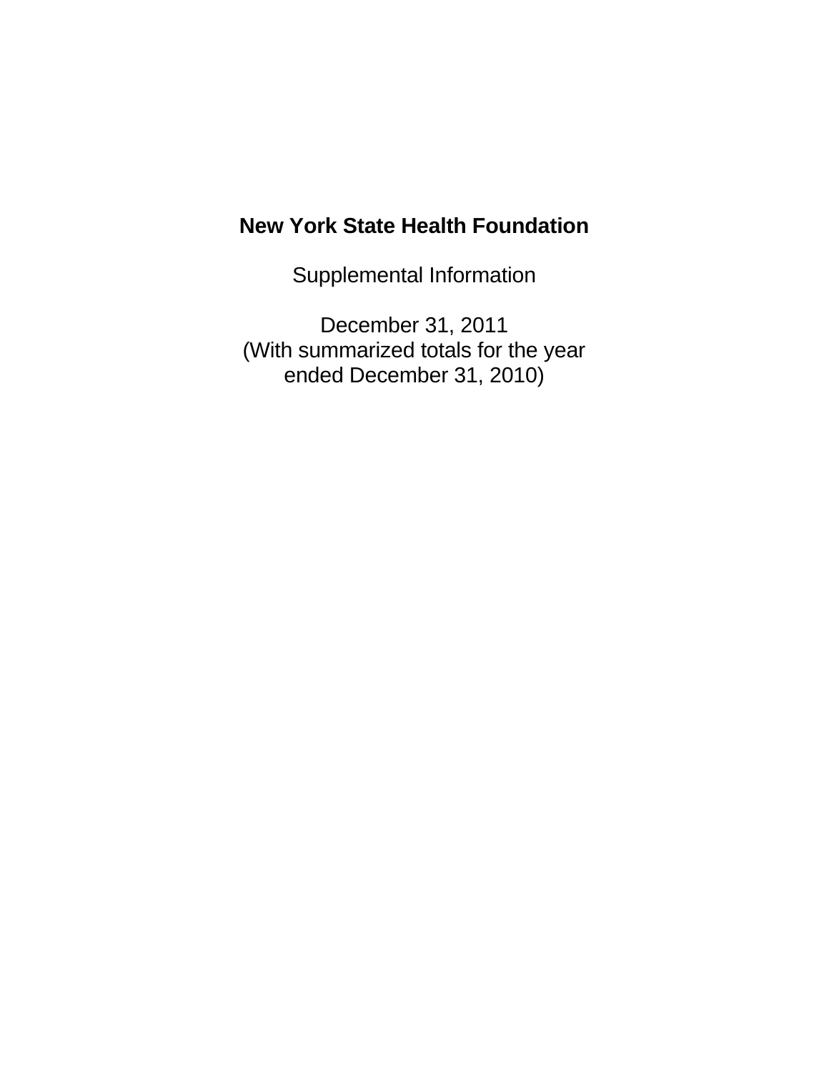# New York State Health Foundation

Supplemental Information

December 31, 2011
(With summarized totals for the year
ended December 31, 2010)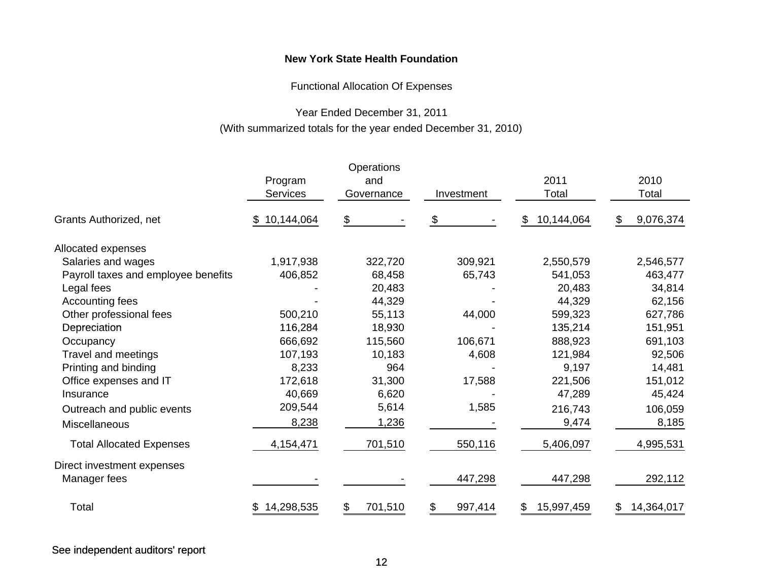**New York State Health Foundation**

Functional Allocation Of Expenses

Year Ended December 31, 2011
(With summarized totals for the year ended December 31, 2010)

| | Program Services | Operations and Governance | Investment | 2011 Total | 2010 Total |
|---|---|---|---|---|---|
| Grants Authorized, net | $ 10,144,064 | $ - | $ - | $ 10,144,064 | $ 9,076,374 |
| Allocated expenses | | | | | |
| Salaries and wages | 1,917,938 | 322,720 | 309,921 | 2,550,579 | 2,546,577 |
| Payroll taxes and employee benefits | 406,852 | 68,458 | 65,743 | 541,053 | 463,477 |
| Legal fees | - | 20,483 | - | 20,483 | 34,814 |
| Accounting fees | - | 44,329 | - | 44,329 | 62,156 |
| Other professional fees | 500,210 | 55,113 | 44,000 | 599,323 | 627,786 |
| Depreciation | 116,284 | 18,930 | - | 135,214 | 151,951 |
| Occupancy | 666,692 | 115,560 | 106,671 | 888,923 | 691,103 |
| Travel and meetings | 107,193 | 10,183 | 4,608 | 121,984 | 92,506 |
| Printing and binding | 8,233 | 964 | - | 9,197 | 14,481 |
| Office expenses and IT | 172,618 | 31,300 | 17,588 | 221,506 | 151,012 |
| Insurance | 40,669 | 6,620 | - | 47,289 | 45,424 |
| Outreach and public events | 209,544 | 5,614 | 1,585 | 216,743 | 106,059 |
| Miscellaneous | 8,238 | 1,236 | - | 9,474 | 8,185 |
| Total Allocated Expenses | 4,154,471 | 701,510 | 550,116 | 5,406,097 | 4,995,531 |
| Direct investment expenses | | | | | |
| Manager fees | - | - | 447,298 | 447,298 | 292,112 |
| Total | $ 14,298,535 | $ 701,510 | $ 997,414 | $ 15,997,459 | $ 14,364,017 |

See independent auditors' report